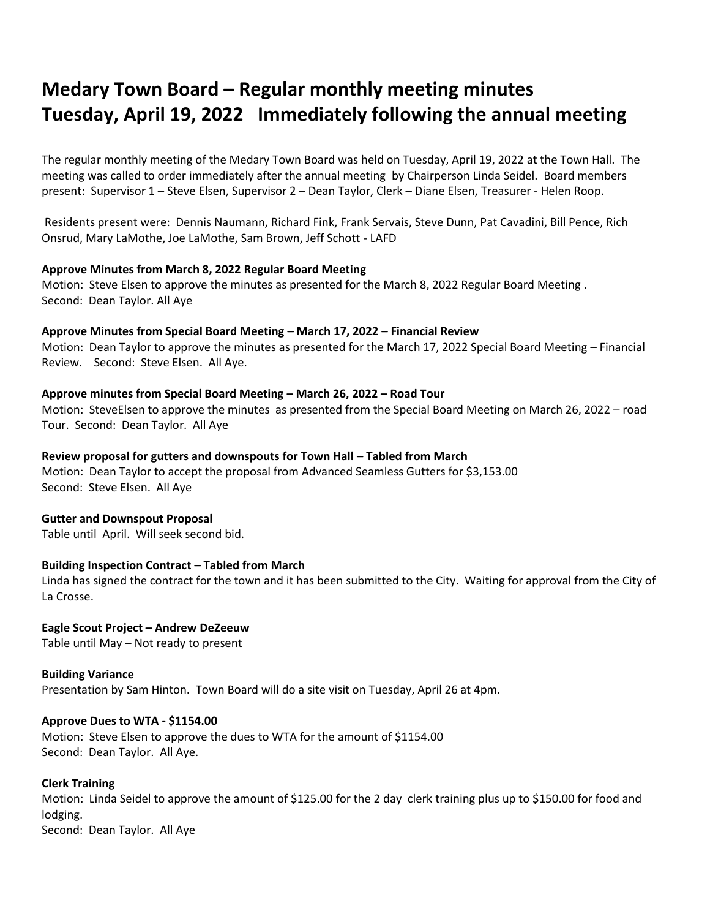# Medary Town Board – Regular monthly meeting minutes
# Tuesday, April 19, 2022 Immediately following the annual meeting

The regular monthly meeting of the Medary Town Board was held on Tuesday, April 19, 2022 at the Town Hall. The meeting was called to order immediately after the annual meeting by Chairperson Linda Seidel. Board members present: Supervisor 1 – Steve Elsen, Supervisor 2 – Dean Taylor, Clerk – Diane Elsen, Treasurer - Helen Roop.

Residents present were: Dennis Naumann, Richard Fink, Frank Servais, Steve Dunn, Pat Cavadini, Bill Pence, Rich Onsrud, Mary LaMothe, Joe LaMothe, Sam Brown, Jeff Schott - LAFD

**Approve Minutes from March 8, 2022 Regular Board Meeting**
Motion: Steve Elsen to approve the minutes as presented for the March 8, 2022 Regular Board Meeting .
Second: Dean Taylor. All Aye

**Approve Minutes from Special Board Meeting – March 17, 2022 – Financial Review**
Motion: Dean Taylor to approve the minutes as presented for the March 17, 2022 Special Board Meeting – Financial Review. Second: Steve Elsen. All Aye.

**Approve minutes from Special Board Meeting – March 26, 2022 – Road Tour**
Motion: SteveElsen to approve the minutes as presented from the Special Board Meeting on March 26, 2022 – road Tour. Second: Dean Taylor. All Aye

**Review proposal for gutters and downspouts for Town Hall – Tabled from March**
Motion: Dean Taylor to accept the proposal from Advanced Seamless Gutters for $3,153.00
Second: Steve Elsen. All Aye

**Gutter and Downspout Proposal**
Table until April. Will seek second bid.

**Building Inspection Contract – Tabled from March**
Linda has signed the contract for the town and it has been submitted to the City. Waiting for approval from the City of La Crosse.

**Eagle Scout Project – Andrew DeZeeuw**
Table until May – Not ready to present

**Building Variance**
Presentation by Sam Hinton. Town Board will do a site visit on Tuesday, April 26 at 4pm.

**Approve Dues to WTA - $1154.00**
Motion: Steve Elsen to approve the dues to WTA for the amount of $1154.00
Second: Dean Taylor. All Aye.

**Clerk Training**
Motion: Linda Seidel to approve the amount of $125.00 for the 2 day clerk training plus up to $150.00 for food and lodging.
Second: Dean Taylor. All Aye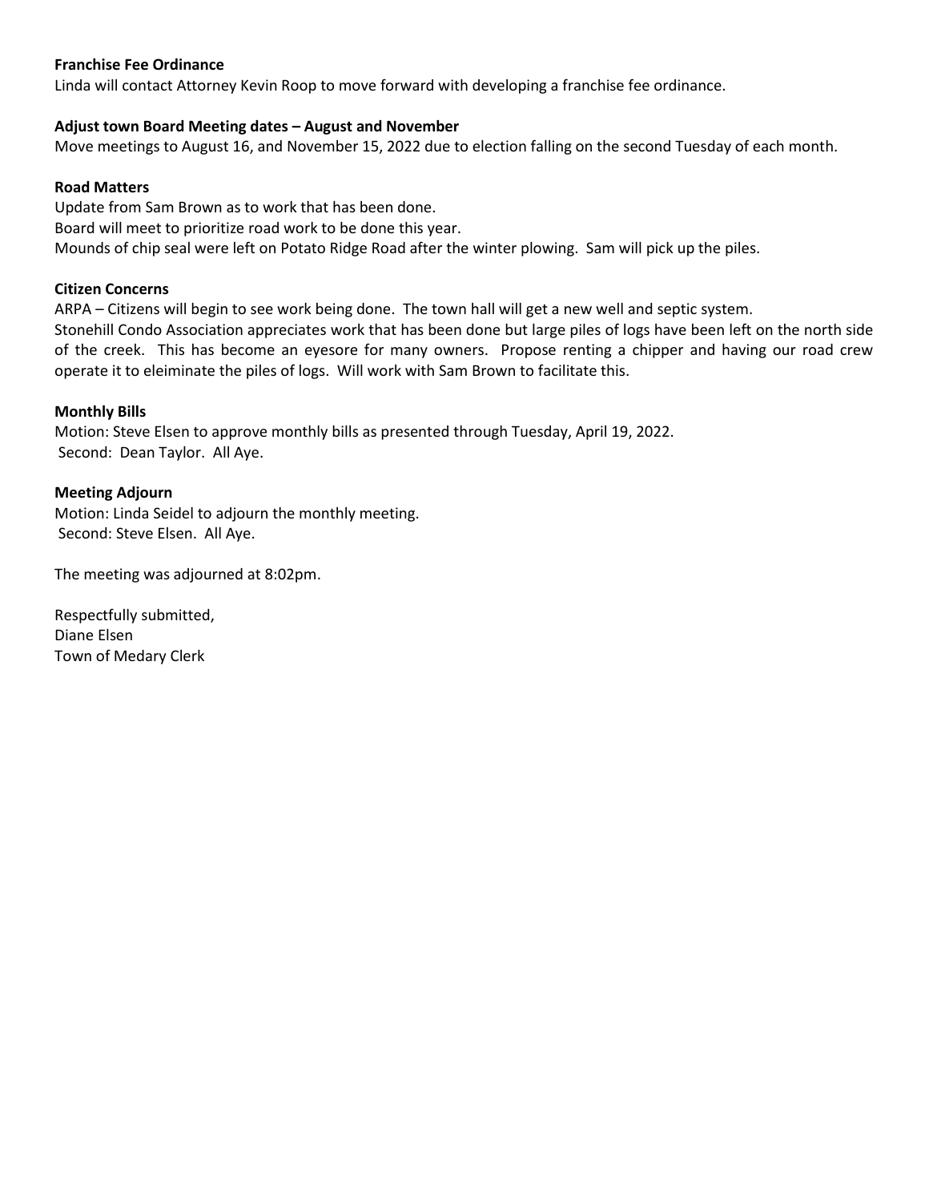**Franchise Fee Ordinance**
Linda will contact Attorney Kevin Roop to move forward with developing a franchise fee ordinance.

**Adjust town Board Meeting dates – August and November**
Move meetings to August 16, and November 15, 2022 due to election falling on the second Tuesday of each month.

**Road Matters**
Update from Sam Brown as to work that has been done.
Board will meet to prioritize road work to be done this year.
Mounds of chip seal were left on Potato Ridge Road after the winter plowing. Sam will pick up the piles.

**Citizen Concerns**
ARPA – Citizens will begin to see work being done. The town hall will get a new well and septic system.
Stonehill Condo Association appreciates work that has been done but large piles of logs have been left on the north side of the creek. This has become an eyesore for many owners. Propose renting a chipper and having our road crew operate it to eleiminate the piles of logs. Will work with Sam Brown to facilitate this.

**Monthly Bills**
Motion: Steve Elsen to approve monthly bills as presented through Tuesday, April 19, 2022.
Second: Dean Taylor. All Aye.

**Meeting Adjourn**
Motion: Linda Seidel to adjourn the monthly meeting.
Second: Steve Elsen. All Aye.

The meeting was adjourned at 8:02pm.

Respectfully submitted,
Diane Elsen
Town of Medary Clerk